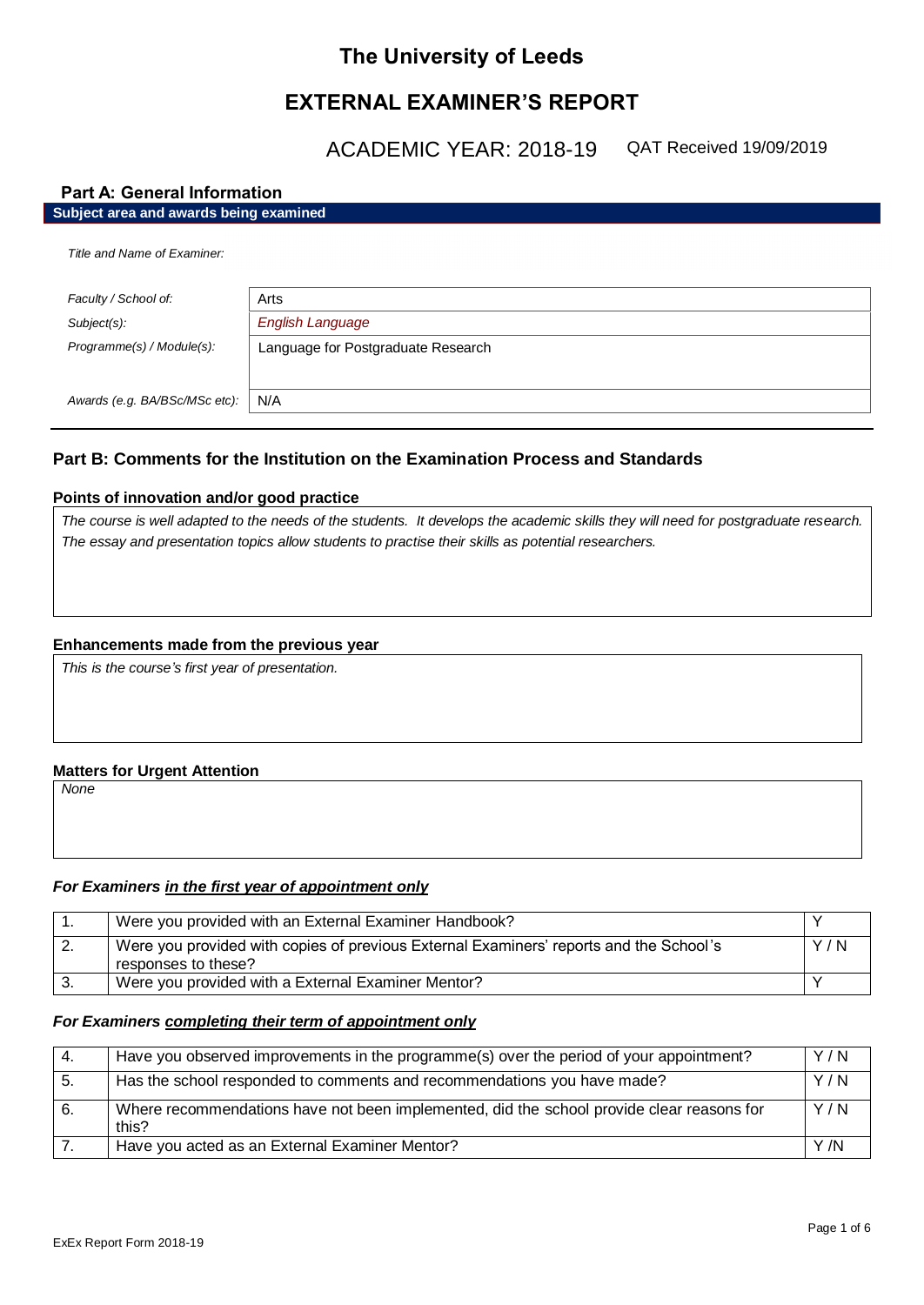# The University of Leeds

# EXTERNAL EXAMINER'S REPORT

ACADEMIC YEAR: 2018-19 QAT Received 19/09/2019

## Part A: General Information

**Subject area and awards being examined**

*Title and Name of Examiner:*

| | |
|---|---|
| *Faculty / School of:* | Arts |
| *Subject(s):* | *English Language* |
| *Programme(s) / Module(s):* | Language for Postgraduate Research |
| *Awards (e.g. BA/BSc/MSc etc):* | N/A |

## Part B: Comments for the Institution on the Examination Process and Standards

### Points of innovation and/or good practice

*The course is well adapted to the needs of the students. It develops the academic skills they will need for postgraduate research. The essay and presentation topics allow students to practise their skills as potential researchers.*

### Enhancements made from the previous year

*This is the course's first year of presentation.*

### Matters for Urgent Attention

*None*

### *For Examiners in the first year of appointment only*

| | | |
|---|---|---|
| 1. | Were you provided with an External Examiner Handbook? | Y |
| 2. | Were you provided with copies of previous External Examiners' reports and the School's responses to these? | Y / N |
| 3. | Were you provided with a External Examiner Mentor? | Y |

### *For Examiners completing their term of appointment only*

| | | |
|---|---|---|
| 4. | Have you observed improvements in the programme(s) over the period of your appointment? | Y / N |
| 5. | Has the school responded to comments and recommendations you have made? | Y / N |
| 6. | Where recommendations have not been implemented, did the school provide clear reasons for this? | Y / N |
| 7. | Have you acted as an External Examiner Mentor? | Y /N |

ExEx Report Form 2018-19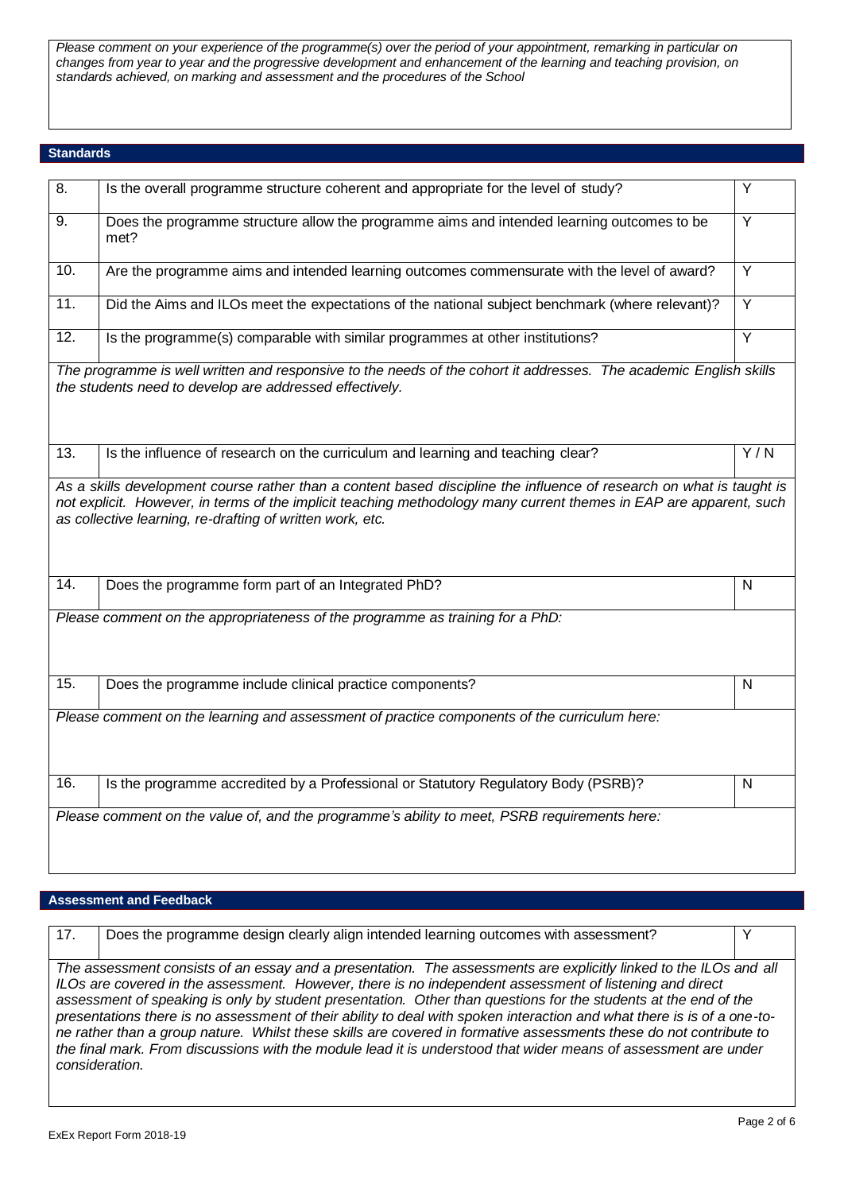*Please comment on your experience of the programme(s) over the period of your appointment, remarking in particular on changes from year to year and the progressive development and enhancement of the learning and teaching provision, on standards achieved, on marking and assessment and the procedures of the School*

## Standards

| | | |
|---|---|---|
| 8. | Is the overall programme structure coherent and appropriate for the level of study? | Y |
| 9. | Does the programme structure allow the programme aims and intended learning outcomes to be met? | Y |
| 10. | Are the programme aims and intended learning outcomes commensurate with the level of award? | Y |
| 11. | Did the Aims and ILOs meet the expectations of the national subject benchmark (where relevant)? | Y |
| 12. | Is the programme(s) comparable with similar programmes at other institutions? | Y |

*The programme is well written and responsive to the needs of the cohort it addresses. The academic English skills the students need to develop are addressed effectively.*

| | | |
|---|---|---|
| 13. | Is the influence of research on the curriculum and learning and teaching clear? | Y / N |

*As a skills development course rather than a content based discipline the influence of research on what is taught is not explicit. However, in terms of the implicit teaching methodology many current themes in EAP are apparent, such as collective learning, re-drafting of written work, etc.*

| | | |
|---|---|---|
| 14. | Does the programme form part of an Integrated PhD? | N |

*Please comment on the appropriateness of the programme as training for a PhD:*

| | | |
|---|---|---|
| 15. | Does the programme include clinical practice components? | N |

*Please comment on the learning and assessment of practice components of the curriculum here:*

| | | |
|---|---|---|
| 16. | Is the programme accredited by a Professional or Statutory Regulatory Body (PSRB)? | N |

*Please comment on the value of, and the programme's ability to meet, PSRB requirements here:*

## Assessment and Feedback

| | | |
|---|---|---|
| 17. | Does the programme design clearly align intended learning outcomes with assessment? | Y |

*The assessment consists of an essay and a presentation. The assessments are explicitly linked to the ILOs and all ILOs are covered in the assessment. However, there is no independent assessment of listening and direct assessment of speaking is only by student presentation. Other than questions for the students at the end of the presentations there is no assessment of their ability to deal with spoken interaction and what there is is of a one-to-ne rather than a group nature. Whilst these skills are covered in formative assessments these do not contribute to the final mark. From discussions with the module lead it is understood that wider means of assessment are under consideration.*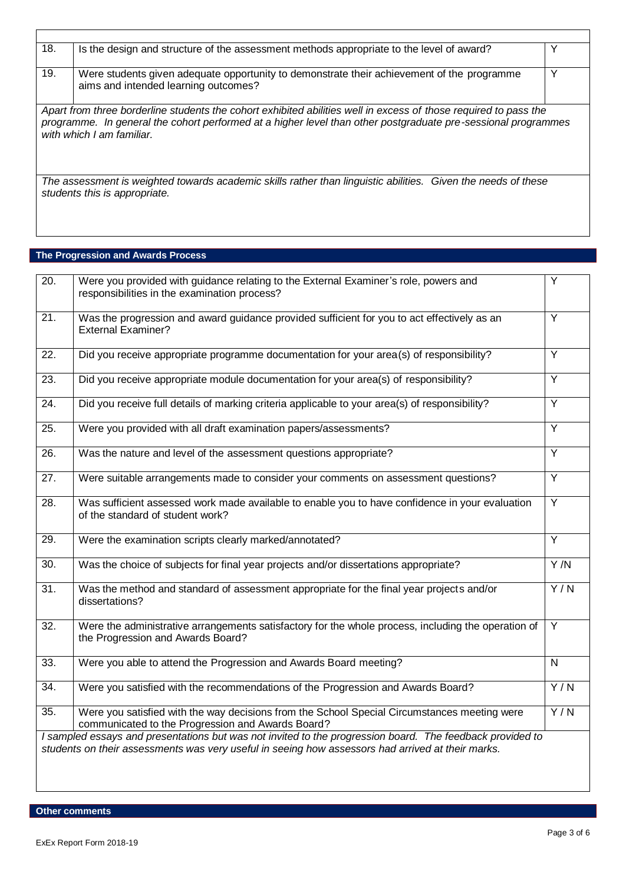| | | |
|---|---|---|
| 18. | Is the design and structure of the assessment methods appropriate to the level of award? | Y |
| 19. | Were students given adequate opportunity to demonstrate their achievement of the programme aims and intended learning outcomes? | Y |

*Apart from three borderline students the cohort exhibited abilities well in excess of those required to pass the programme. In general the cohort performed at a higher level than other postgraduate pre-sessional programmes with which I am familiar.*

*The assessment is weighted towards academic skills rather than linguistic abilities. Given the needs of these students this is appropriate.*

## The Progression and Awards Process

| | | |
|---|---|---|
| 20. | Were you provided with guidance relating to the External Examiner's role, powers and responsibilities in the examination process? | Y |
| 21. | Was the progression and award guidance provided sufficient for you to act effectively as an External Examiner? | Y |
| 22. | Did you receive appropriate programme documentation for your area(s) of responsibility? | Y |
| 23. | Did you receive appropriate module documentation for your area(s) of responsibility? | Y |
| 24. | Did you receive full details of marking criteria applicable to your area(s) of responsibility? | Y |
| 25. | Were you provided with all draft examination papers/assessments? | Y |
| 26. | Was the nature and level of the assessment questions appropriate? | Y |
| 27. | Were suitable arrangements made to consider your comments on assessment questions? | Y |
| 28. | Was sufficient assessed work made available to enable you to have confidence in your evaluation of the standard of student work? | Y |
| 29. | Were the examination scripts clearly marked/annotated? | Y |
| 30. | Was the choice of subjects for final year projects and/or dissertations appropriate? | Y /N |
| 31. | Was the method and standard of assessment appropriate for the final year projects and/or dissertations? | Y / N |
| 32. | Were the administrative arrangements satisfactory for the whole process, including the operation of the Progression and Awards Board? | Y |
| 33. | Were you able to attend the Progression and Awards Board meeting? | N |
| 34. | Were you satisfied with the recommendations of the Progression and Awards Board? | Y / N |
| 35. | Were you satisfied with the way decisions from the School Special Circumstances meeting were communicated to the Progression and Awards Board? | Y / N |

*I sampled essays and presentations but was not invited to the progression board. The feedback provided to students on their assessments was very useful in seeing how assessors had arrived at their marks.*

## Other comments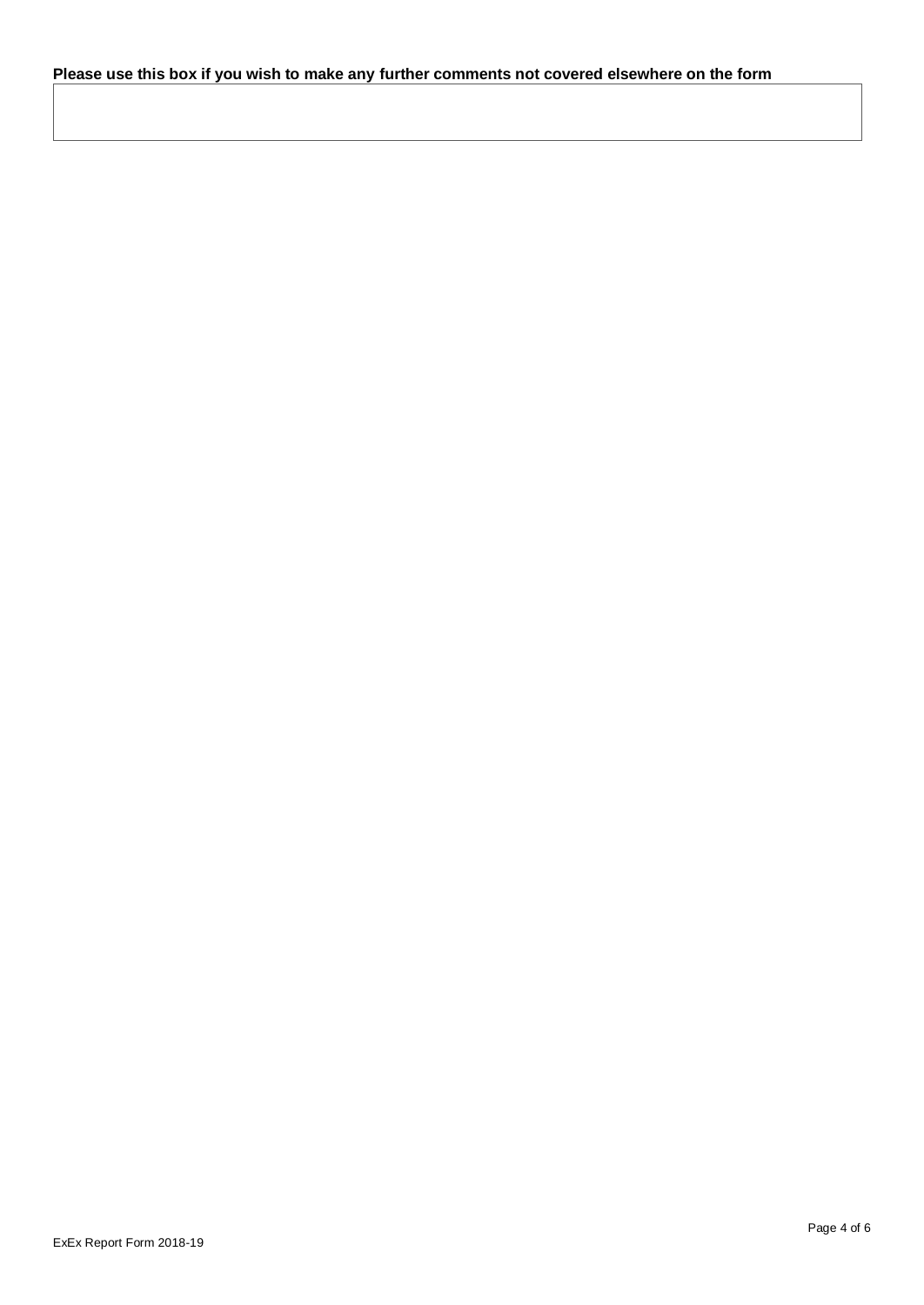**Please use this box if you wish to make any further comments not covered elsewhere on the form**

| |
|---|
| |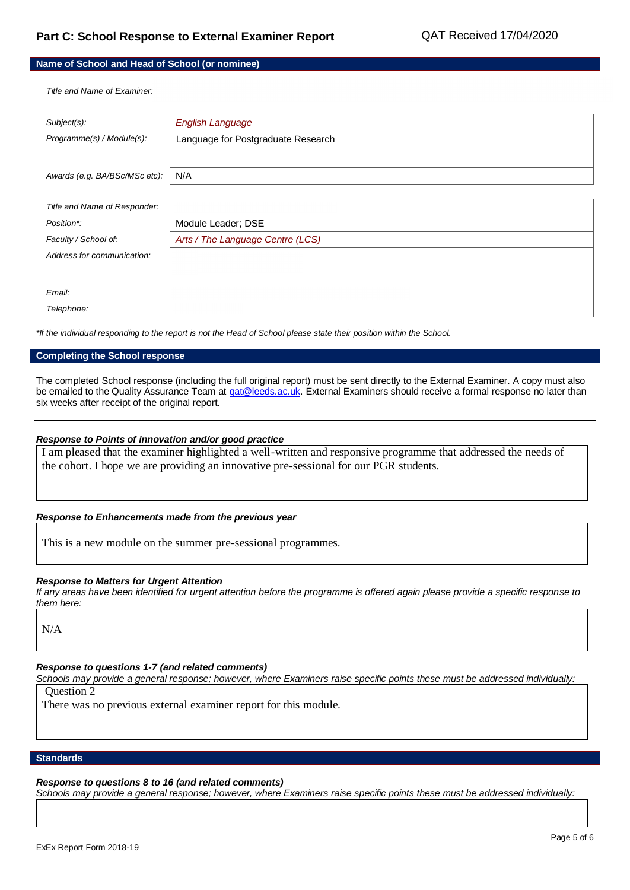## Part C: School Response to External Examiner Report

QAT Received 17/04/2020

### Name of School and Head of School (or nominee)

*Title and Name of Examiner:*

| | |
|---|---|
| *Subject(s):* | *English Language* |
| *Programme(s) / Module(s):* | Language for Postgraduate Research |
| *Awards (e.g. BA/BSc/MSc etc):* | N/A |

| | |
|---|---|
| *Title and Name of Responder:* | |
| *Position*\*:* | Module Leader; DSE |
| *Faculty / School of:* | *Arts / The Language Centre (LCS)* |
| *Address for communication:* | |
| *Email:* | |
| *Telephone:* | |

*\*If the individual responding to the report is not the Head of School please state their position within the School.*

### Completing the School response

The completed School response (including the full original report) must be sent directly to the External Examiner. A copy must also be emailed to the Quality Assurance Team at qat@leeds.ac.uk. External Examiners should receive a formal response no later than six weeks after receipt of the original report.

***Response to Points of innovation and/or good practice***

I am pleased that the examiner highlighted a well-written and responsive programme that addressed the needs of the cohort. I hope we are providing an innovative pre-sessional for our PGR students.

***Response to Enhancements made from the previous year***

This is a new module on the summer pre-sessional programmes.

***Response to Matters for Urgent Attention***

*If any areas have been identified for urgent attention before the programme is offered again please provide a specific response to them here:*

N/A

***Response to questions 1-7 (and related comments)***

*Schools may provide a general response; however, where Examiners raise specific points these must be addressed individually:*

Question 2

There was no previous external examiner report for this module.

### Standards

***Response to questions 8 to 16 (and related comments)***

*Schools may provide a general response; however, where Examiners raise specific points these must be addressed individually:*

ExEx Report Form 2018-19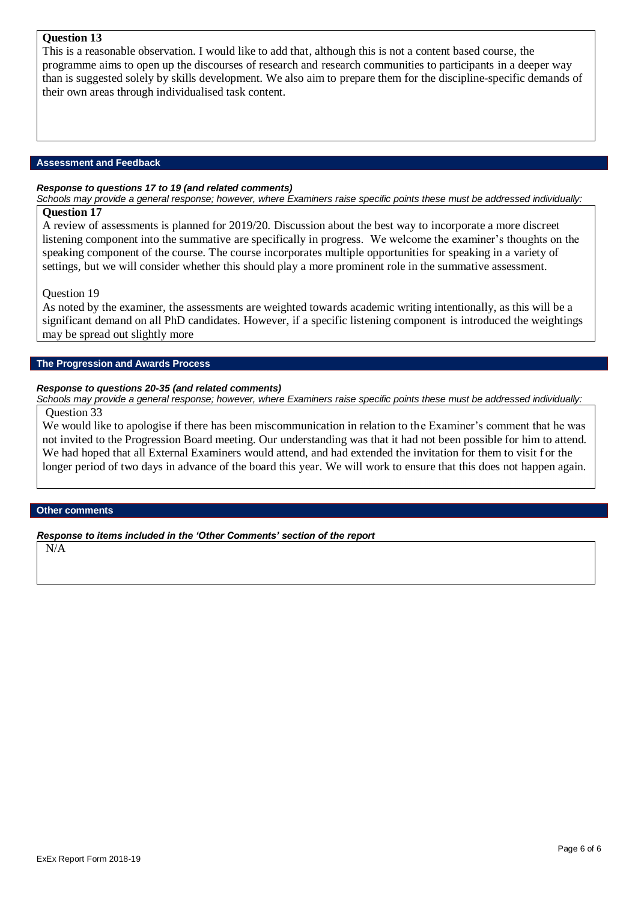**Question 13**

This is a reasonable observation. I would like to add that, although this is not a content based course, the programme aims to open up the discourses of research and research communities to participants in a deeper way than is suggested solely by skills development. We also aim to prepare them for the discipline-specific demands of their own areas through individualised task content.

## Assessment and Feedback

***Response to questions 17 to 19 (and related comments)***

*Schools may provide a general response; however, where Examiners raise specific points these must be addressed individually:*

**Question 17**

A review of assessments is planned for 2019/20. Discussion about the best way to incorporate a more discreet listening component into the summative are specifically in progress. We welcome the examiner's thoughts on the speaking component of the course. The course incorporates multiple opportunities for speaking in a variety of settings, but we will consider whether this should play a more prominent role in the summative assessment.

Question 19

As noted by the examiner, the assessments are weighted towards academic writing intentionally, as this will be a significant demand on all PhD candidates. However, if a specific listening component is introduced the weightings may be spread out slightly more

## The Progression and Awards Process

***Response to questions 20-35 (and related comments)***

*Schools may provide a general response; however, where Examiners raise specific points these must be addressed individually:*

Question 33

We would like to apologise if there has been miscommunication in relation to the Examiner's comment that he was not invited to the Progression Board meeting. Our understanding was that it had not been possible for him to attend. We had hoped that all External Examiners would attend, and had extended the invitation for them to visit for the longer period of two days in advance of the board this year. We will work to ensure that this does not happen again.

## Other comments

***Response to items included in the 'Other Comments' section of the report***

N/A